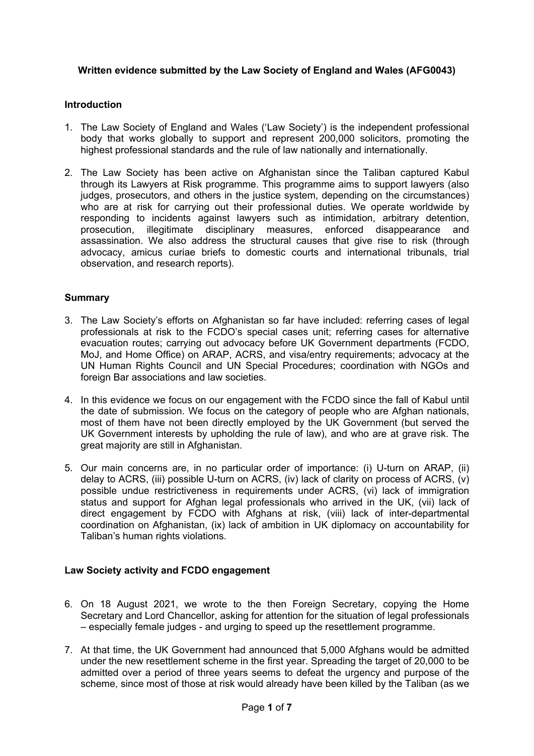**Written evidence submitted by the Law Society of England and Wales (AFG0043)**

## Introduction

1. The Law Society of England and Wales ('Law Society') is the independent professional body that works globally to support and represent 200,000 solicitors, promoting the highest professional standards and the rule of law nationally and internationally.

2. The Law Society has been active on Afghanistan since the Taliban captured Kabul through its Lawyers at Risk programme. This programme aims to support lawyers (also judges, prosecutors, and others in the justice system, depending on the circumstances) who are at risk for carrying out their professional duties. We operate worldwide by responding to incidents against lawyers such as intimidation, arbitrary detention, prosecution, illegitimate disciplinary measures, enforced disappearance and assassination. We also address the structural causes that give rise to risk (through advocacy, amicus curiae briefs to domestic courts and international tribunals, trial observation, and research reports).

## Summary

3. The Law Society's efforts on Afghanistan so far have included: referring cases of legal professionals at risk to the FCDO's special cases unit; referring cases for alternative evacuation routes; carrying out advocacy before UK Government departments (FCDO, MoJ, and Home Office) on ARAP, ACRS, and visa/entry requirements; advocacy at the UN Human Rights Council and UN Special Procedures; coordination with NGOs and foreign Bar associations and law societies.

4. In this evidence we focus on our engagement with the FCDO since the fall of Kabul until the date of submission. We focus on the category of people who are Afghan nationals, most of them have not been directly employed by the UK Government (but served the UK Government interests by upholding the rule of law), and who are at grave risk. The great majority are still in Afghanistan.

5. Our main concerns are, in no particular order of importance: (i) U-turn on ARAP, (ii) delay to ACRS, (iii) possible U-turn on ACRS, (iv) lack of clarity on process of ACRS, (v) possible undue restrictiveness in requirements under ACRS, (vi) lack of immigration status and support for Afghan legal professionals who arrived in the UK, (vii) lack of direct engagement by FCDO with Afghans at risk, (viii) lack of inter-departmental coordination on Afghanistan, (ix) lack of ambition in UK diplomacy on accountability for Taliban's human rights violations.

## Law Society activity and FCDO engagement

6. On 18 August 2021, we wrote to the then Foreign Secretary, copying the Home Secretary and Lord Chancellor, asking for attention for the situation of legal professionals – especially female judges - and urging to speed up the resettlement programme.

7. At that time, the UK Government had announced that 5,000 Afghans would be admitted under the new resettlement scheme in the first year. Spreading the target of 20,000 to be admitted over a period of three years seems to defeat the urgency and purpose of the scheme, since most of those at risk would already have been killed by the Taliban (as we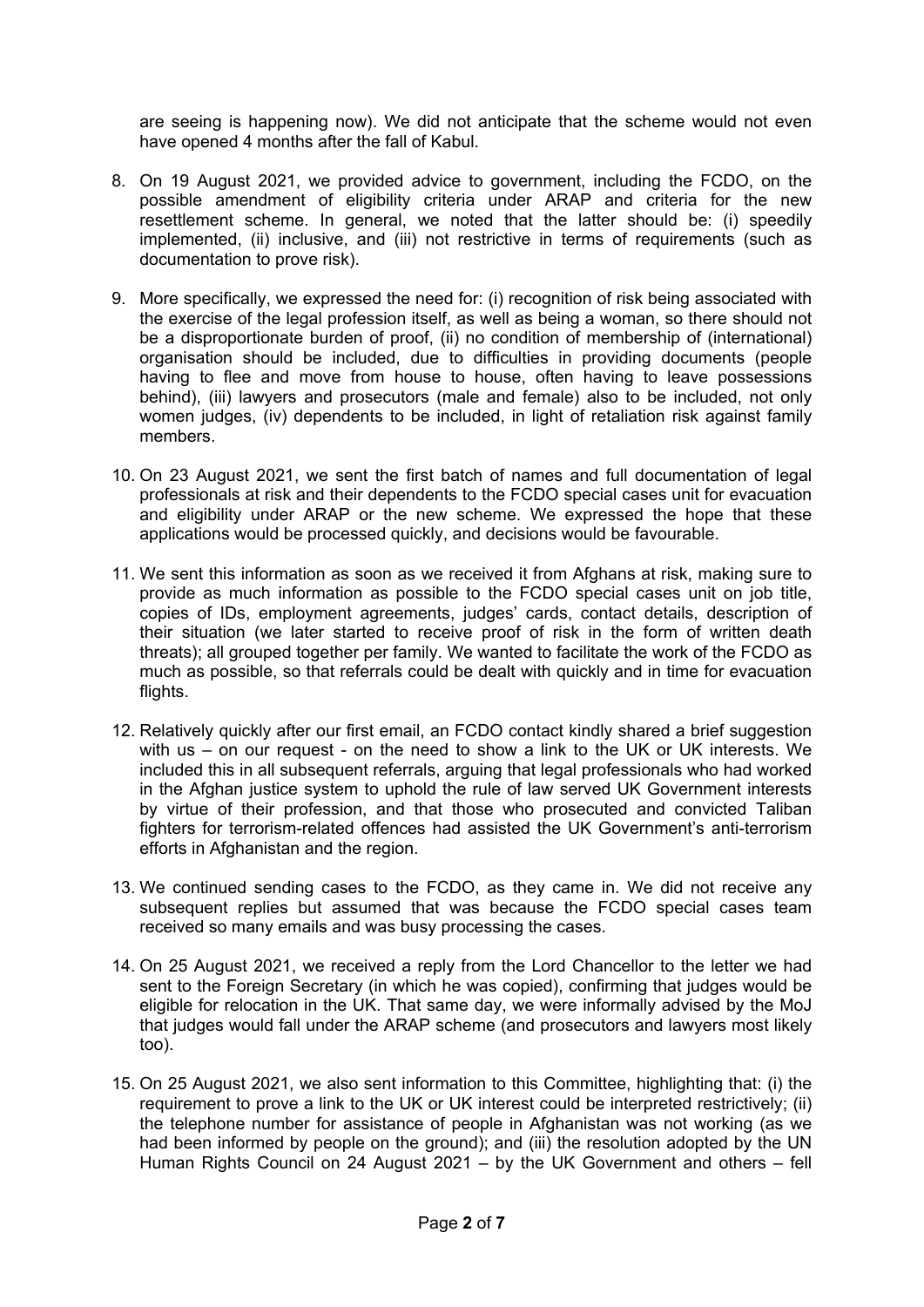are seeing is happening now). We did not anticipate that the scheme would not even have opened 4 months after the fall of Kabul.

8. On 19 August 2021, we provided advice to government, including the FCDO, on the possible amendment of eligibility criteria under ARAP and criteria for the new resettlement scheme. In general, we noted that the latter should be: (i) speedily implemented, (ii) inclusive, and (iii) not restrictive in terms of requirements (such as documentation to prove risk).

9. More specifically, we expressed the need for: (i) recognition of risk being associated with the exercise of the legal profession itself, as well as being a woman, so there should not be a disproportionate burden of proof, (ii) no condition of membership of (international) organisation should be included, due to difficulties in providing documents (people having to flee and move from house to house, often having to leave possessions behind), (iii) lawyers and prosecutors (male and female) also to be included, not only women judges, (iv) dependents to be included, in light of retaliation risk against family members.

10. On 23 August 2021, we sent the first batch of names and full documentation of legal professionals at risk and their dependents to the FCDO special cases unit for evacuation and eligibility under ARAP or the new scheme. We expressed the hope that these applications would be processed quickly, and decisions would be favourable.

11. We sent this information as soon as we received it from Afghans at risk, making sure to provide as much information as possible to the FCDO special cases unit on job title, copies of IDs, employment agreements, judges' cards, contact details, description of their situation (we later started to receive proof of risk in the form of written death threats); all grouped together per family. We wanted to facilitate the work of the FCDO as much as possible, so that referrals could be dealt with quickly and in time for evacuation flights.

12. Relatively quickly after our first email, an FCDO contact kindly shared a brief suggestion with us – on our request - on the need to show a link to the UK or UK interests. We included this in all subsequent referrals, arguing that legal professionals who had worked in the Afghan justice system to uphold the rule of law served UK Government interests by virtue of their profession, and that those who prosecuted and convicted Taliban fighters for terrorism-related offences had assisted the UK Government's anti-terrorism efforts in Afghanistan and the region.

13. We continued sending cases to the FCDO, as they came in. We did not receive any subsequent replies but assumed that was because the FCDO special cases team received so many emails and was busy processing the cases.

14. On 25 August 2021, we received a reply from the Lord Chancellor to the letter we had sent to the Foreign Secretary (in which he was copied), confirming that judges would be eligible for relocation in the UK. That same day, we were informally advised by the MoJ that judges would fall under the ARAP scheme (and prosecutors and lawyers most likely too).

15. On 25 August 2021, we also sent information to this Committee, highlighting that: (i) the requirement to prove a link to the UK or UK interest could be interpreted restrictively; (ii) the telephone number for assistance of people in Afghanistan was not working (as we had been informed by people on the ground); and (iii) the resolution adopted by the UN Human Rights Council on 24 August 2021 – by the UK Government and others – fell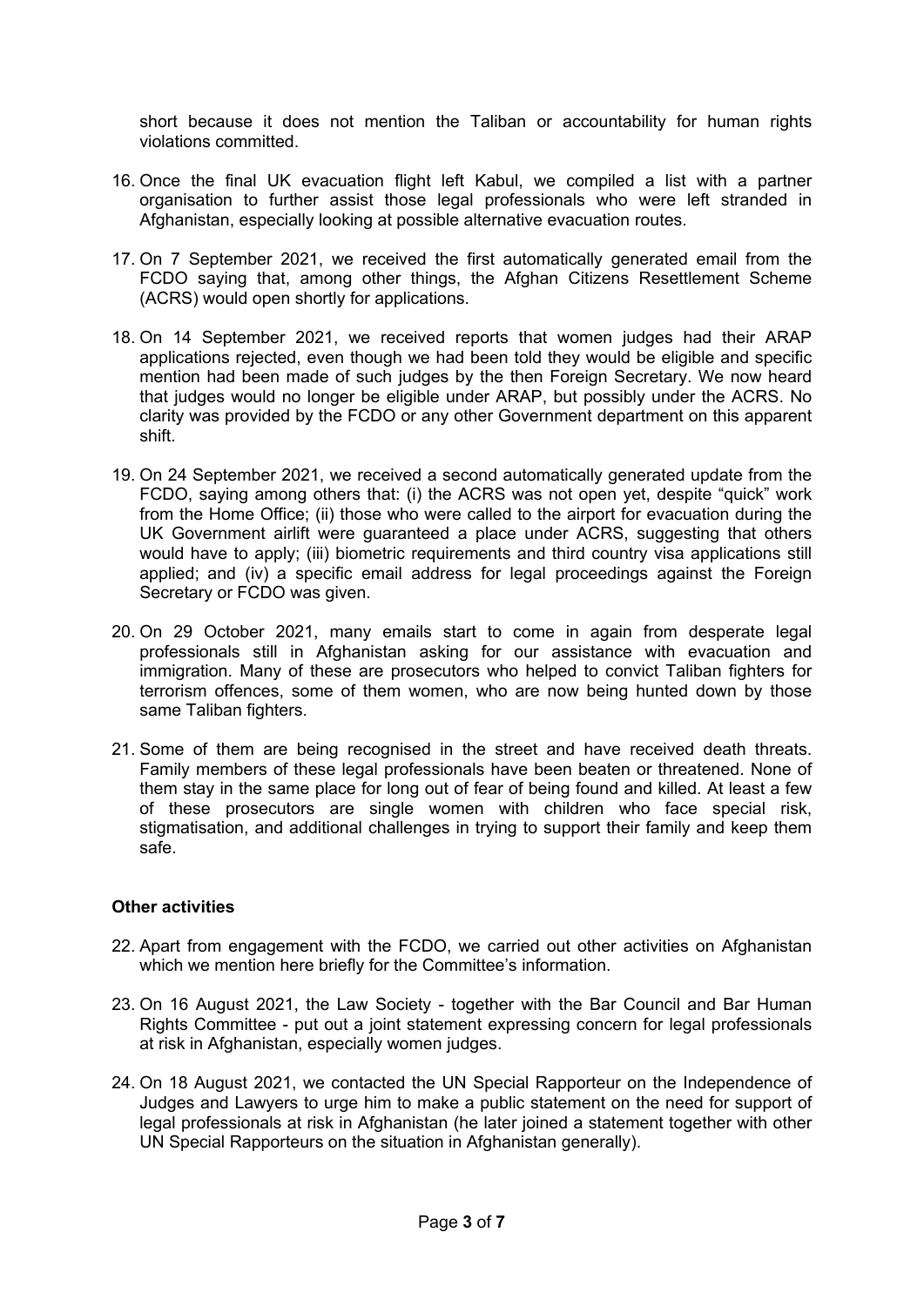short because it does not mention the Taliban or accountability for human rights violations committed.

16. Once the final UK evacuation flight left Kabul, we compiled a list with a partner organisation to further assist those legal professionals who were left stranded in Afghanistan, especially looking at possible alternative evacuation routes.

17. On 7 September 2021, we received the first automatically generated email from the FCDO saying that, among other things, the Afghan Citizens Resettlement Scheme (ACRS) would open shortly for applications.

18. On 14 September 2021, we received reports that women judges had their ARAP applications rejected, even though we had been told they would be eligible and specific mention had been made of such judges by the then Foreign Secretary. We now heard that judges would no longer be eligible under ARAP, but possibly under the ACRS. No clarity was provided by the FCDO or any other Government department on this apparent shift.

19. On 24 September 2021, we received a second automatically generated update from the FCDO, saying among others that: (i) the ACRS was not open yet, despite "quick" work from the Home Office; (ii) those who were called to the airport for evacuation during the UK Government airlift were guaranteed a place under ACRS, suggesting that others would have to apply; (iii) biometric requirements and third country visa applications still applied; and (iv) a specific email address for legal proceedings against the Foreign Secretary or FCDO was given.

20. On 29 October 2021, many emails start to come in again from desperate legal professionals still in Afghanistan asking for our assistance with evacuation and immigration. Many of these are prosecutors who helped to convict Taliban fighters for terrorism offences, some of them women, who are now being hunted down by those same Taliban fighters.

21. Some of them are being recognised in the street and have received death threats. Family members of these legal professionals have been beaten or threatened. None of them stay in the same place for long out of fear of being found and killed. At least a few of these prosecutors are single women with children who face special risk, stigmatisation, and additional challenges in trying to support their family and keep them safe.

**Other activities**

22. Apart from engagement with the FCDO, we carried out other activities on Afghanistan which we mention here briefly for the Committee's information.

23. On 16 August 2021, the Law Society - together with the Bar Council and Bar Human Rights Committee - put out a joint statement expressing concern for legal professionals at risk in Afghanistan, especially women judges.

24. On 18 August 2021, we contacted the UN Special Rapporteur on the Independence of Judges and Lawyers to urge him to make a public statement on the need for support of legal professionals at risk in Afghanistan (he later joined a statement together with other UN Special Rapporteurs on the situation in Afghanistan generally).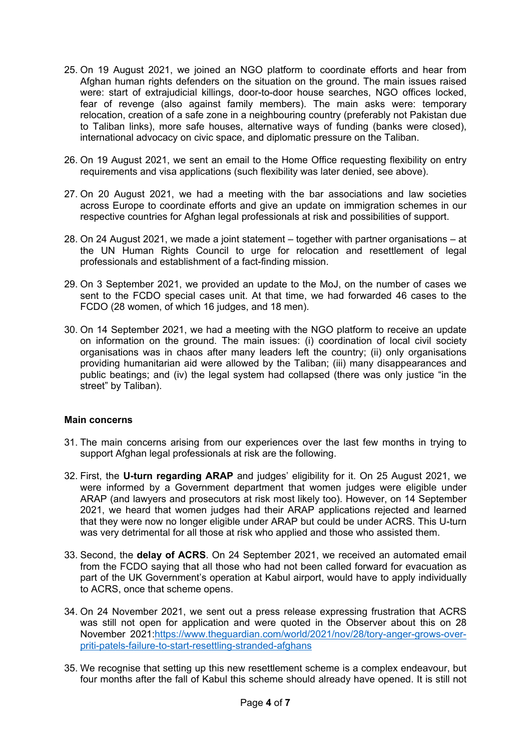25. On 19 August 2021, we joined an NGO platform to coordinate efforts and hear from Afghan human rights defenders on the situation on the ground. The main issues raised were: start of extrajudicial killings, door-to-door house searches, NGO offices locked, fear of revenge (also against family members). The main asks were: temporary relocation, creation of a safe zone in a neighbouring country (preferably not Pakistan due to Taliban links), more safe houses, alternative ways of funding (banks were closed), international advocacy on civic space, and diplomatic pressure on the Taliban.

26. On 19 August 2021, we sent an email to the Home Office requesting flexibility on entry requirements and visa applications (such flexibility was later denied, see above).

27. On 20 August 2021, we had a meeting with the bar associations and law societies across Europe to coordinate efforts and give an update on immigration schemes in our respective countries for Afghan legal professionals at risk and possibilities of support.

28. On 24 August 2021, we made a joint statement – together with partner organisations – at the UN Human Rights Council to urge for relocation and resettlement of legal professionals and establishment of a fact-finding mission.

29. On 3 September 2021, we provided an update to the MoJ, on the number of cases we sent to the FCDO special cases unit. At that time, we had forwarded 46 cases to the FCDO (28 women, of which 16 judges, and 18 men).

30. On 14 September 2021, we had a meeting with the NGO platform to receive an update on information on the ground. The main issues: (i) coordination of local civil society organisations was in chaos after many leaders left the country; (ii) only organisations providing humanitarian aid were allowed by the Taliban; (iii) many disappearances and public beatings; and (iv) the legal system had collapsed (there was only justice "in the street" by Taliban).

**Main concerns**

31. The main concerns arising from our experiences over the last few months in trying to support Afghan legal professionals at risk are the following.

32. First, the **U-turn regarding ARAP** and judges' eligibility for it. On 25 August 2021, we were informed by a Government department that women judges were eligible under ARAP (and lawyers and prosecutors at risk most likely too). However, on 14 September 2021, we heard that women judges had their ARAP applications rejected and learned that they were now no longer eligible under ARAP but could be under ACRS. This U-turn was very detrimental for all those at risk who applied and those who assisted them.

33. Second, the **delay of ACRS**. On 24 September 2021, we received an automated email from the FCDO saying that all those who had not been called forward for evacuation as part of the UK Government's operation at Kabul airport, would have to apply individually to ACRS, once that scheme opens.

34. On 24 November 2021, we sent out a press release expressing frustration that ACRS was still not open for application and were quoted in the Observer about this on 28 November 2021:[https://www.theguardian.com/world/2021/nov/28/tory-anger-grows-over-priti-patels-failure-to-start-resettling-stranded-afghans](https://www.theguardian.com/world/2021/nov/28/tory-anger-grows-over-priti-patels-failure-to-start-resettling-stranded-afghans)

35. We recognise that setting up this new resettlement scheme is a complex endeavour, but four months after the fall of Kabul this scheme should already have opened. It is still not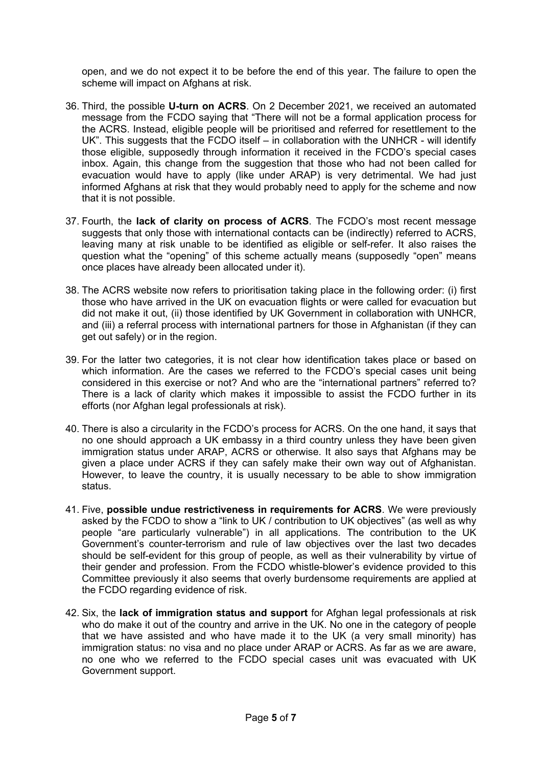open, and we do not expect it to be before the end of this year. The failure to open the scheme will impact on Afghans at risk.

36. Third, the possible **U-turn on ACRS**. On 2 December 2021, we received an automated message from the FCDO saying that "There will not be a formal application process for the ACRS. Instead, eligible people will be prioritised and referred for resettlement to the UK". This suggests that the FCDO itself – in collaboration with the UNHCR - will identify those eligible, supposedly through information it received in the FCDO's special cases inbox. Again, this change from the suggestion that those who had not been called for evacuation would have to apply (like under ARAP) is very detrimental. We had just informed Afghans at risk that they would probably need to apply for the scheme and now that it is not possible.

37. Fourth, the **lack of clarity on process of ACRS**. The FCDO's most recent message suggests that only those with international contacts can be (indirectly) referred to ACRS, leaving many at risk unable to be identified as eligible or self-refer. It also raises the question what the "opening" of this scheme actually means (supposedly "open" means once places have already been allocated under it).

38. The ACRS website now refers to prioritisation taking place in the following order: (i) first those who have arrived in the UK on evacuation flights or were called for evacuation but did not make it out, (ii) those identified by UK Government in collaboration with UNHCR, and (iii) a referral process with international partners for those in Afghanistan (if they can get out safely) or in the region.

39. For the latter two categories, it is not clear how identification takes place or based on which information. Are the cases we referred to the FCDO's special cases unit being considered in this exercise or not? And who are the "international partners" referred to? There is a lack of clarity which makes it impossible to assist the FCDO further in its efforts (nor Afghan legal professionals at risk).

40. There is also a circularity in the FCDO's process for ACRS. On the one hand, it says that no one should approach a UK embassy in a third country unless they have been given immigration status under ARAP, ACRS or otherwise. It also says that Afghans may be given a place under ACRS if they can safely make their own way out of Afghanistan. However, to leave the country, it is usually necessary to be able to show immigration status.

41. Five, **possible undue restrictiveness in requirements for ACRS**. We were previously asked by the FCDO to show a "link to UK / contribution to UK objectives" (as well as why people "are particularly vulnerable") in all applications. The contribution to the UK Government's counter-terrorism and rule of law objectives over the last two decades should be self-evident for this group of people, as well as their vulnerability by virtue of their gender and profession. From the FCDO whistle-blower's evidence provided to this Committee previously it also seems that overly burdensome requirements are applied at the FCDO regarding evidence of risk.

42. Six, the **lack of immigration status and support** for Afghan legal professionals at risk who do make it out of the country and arrive in the UK. No one in the category of people that we have assisted and who have made it to the UK (a very small minority) has immigration status: no visa and no place under ARAP or ACRS. As far as we are aware, no one who we referred to the FCDO special cases unit was evacuated with UK Government support.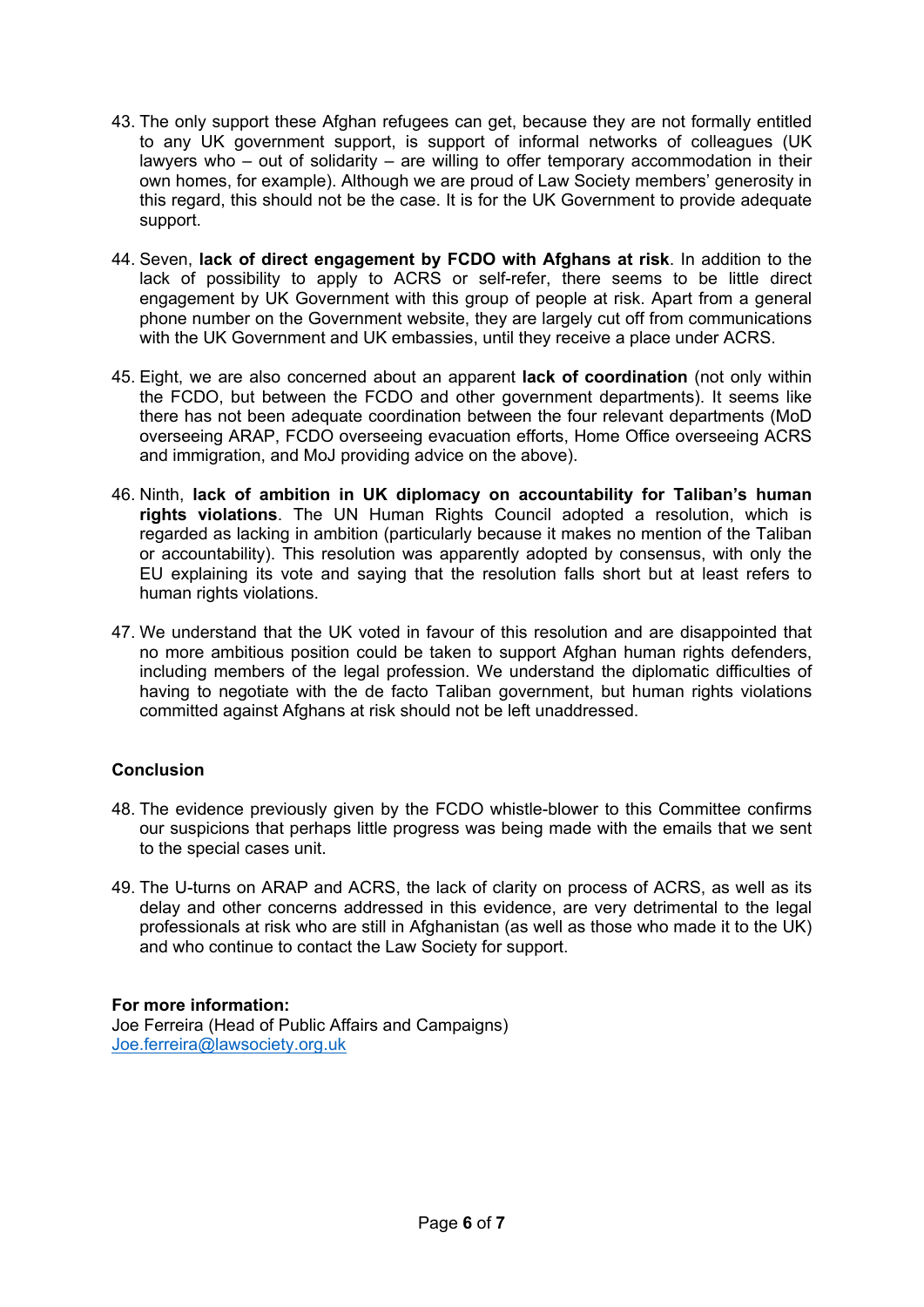43. The only support these Afghan refugees can get, because they are not formally entitled to any UK government support, is support of informal networks of colleagues (UK lawyers who – out of solidarity – are willing to offer temporary accommodation in their own homes, for example). Although we are proud of Law Society members' generosity in this regard, this should not be the case. It is for the UK Government to provide adequate support.

44. Seven, **lack of direct engagement by FCDO with Afghans at risk**. In addition to the lack of possibility to apply to ACRS or self-refer, there seems to be little direct engagement by UK Government with this group of people at risk. Apart from a general phone number on the Government website, they are largely cut off from communications with the UK Government and UK embassies, until they receive a place under ACRS.

45. Eight, we are also concerned about an apparent **lack of coordination** (not only within the FCDO, but between the FCDO and other government departments). It seems like there has not been adequate coordination between the four relevant departments (MoD overseeing ARAP, FCDO overseeing evacuation efforts, Home Office overseeing ACRS and immigration, and MoJ providing advice on the above).

46. Ninth, **lack of ambition in UK diplomacy on accountability for Taliban's human rights violations**. The UN Human Rights Council adopted a resolution, which is regarded as lacking in ambition (particularly because it makes no mention of the Taliban or accountability). This resolution was apparently adopted by consensus, with only the EU explaining its vote and saying that the resolution falls short but at least refers to human rights violations.

47. We understand that the UK voted in favour of this resolution and are disappointed that no more ambitious position could be taken to support Afghan human rights defenders, including members of the legal profession. We understand the diplomatic difficulties of having to negotiate with the de facto Taliban government, but human rights violations committed against Afghans at risk should not be left unaddressed.

**Conclusion**

48. The evidence previously given by the FCDO whistle-blower to this Committee confirms our suspicions that perhaps little progress was being made with the emails that we sent to the special cases unit.

49. The U-turns on ARAP and ACRS, the lack of clarity on process of ACRS, as well as its delay and other concerns addressed in this evidence, are very detrimental to the legal professionals at risk who are still in Afghanistan (as well as those who made it to the UK) and who continue to contact the Law Society for support.

**For more information:**
Joe Ferreira (Head of Public Affairs and Campaigns)
Joe.ferreira@lawsociety.org.uk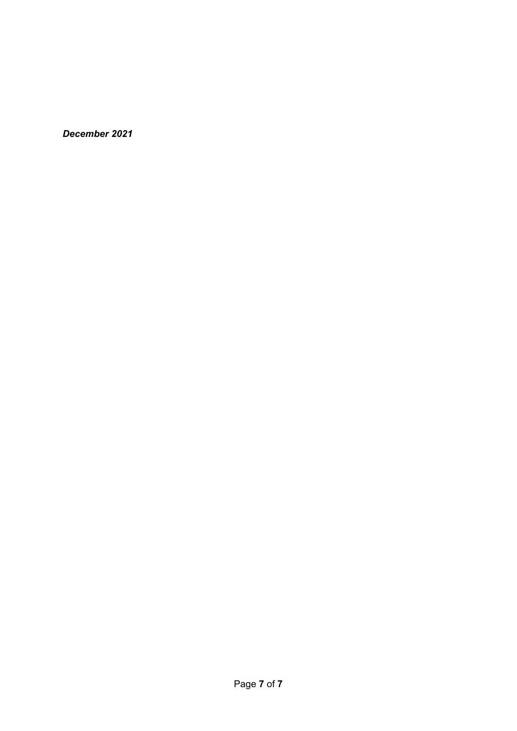***December 2021***